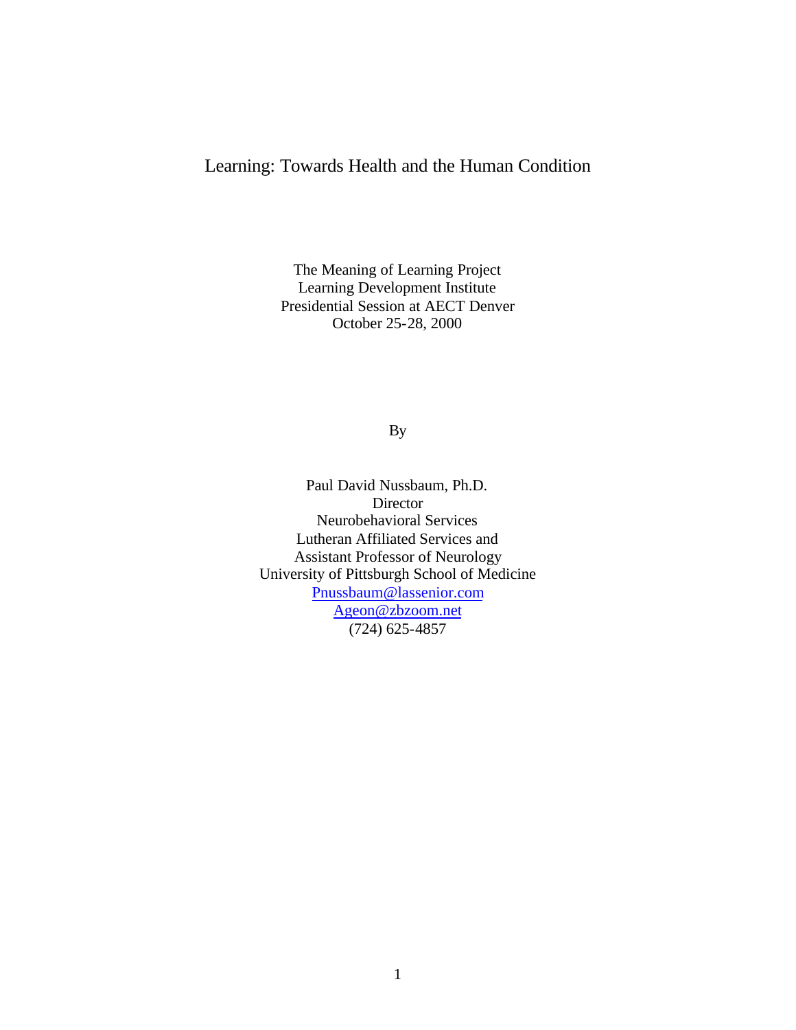# Learning: Towards Health and the Human Condition

The Meaning of Learning Project
Learning Development Institute
Presidential Session at AECT Denver
October 25-28, 2000

By

Paul David Nussbaum, Ph.D.
Director
Neurobehavioral Services
Lutheran Affiliated Services and
Assistant Professor of Neurology
University of Pittsburgh School of Medicine
Pnussbaum@lassenior.com
Ageon@zbzoom.net
(724) 625-4857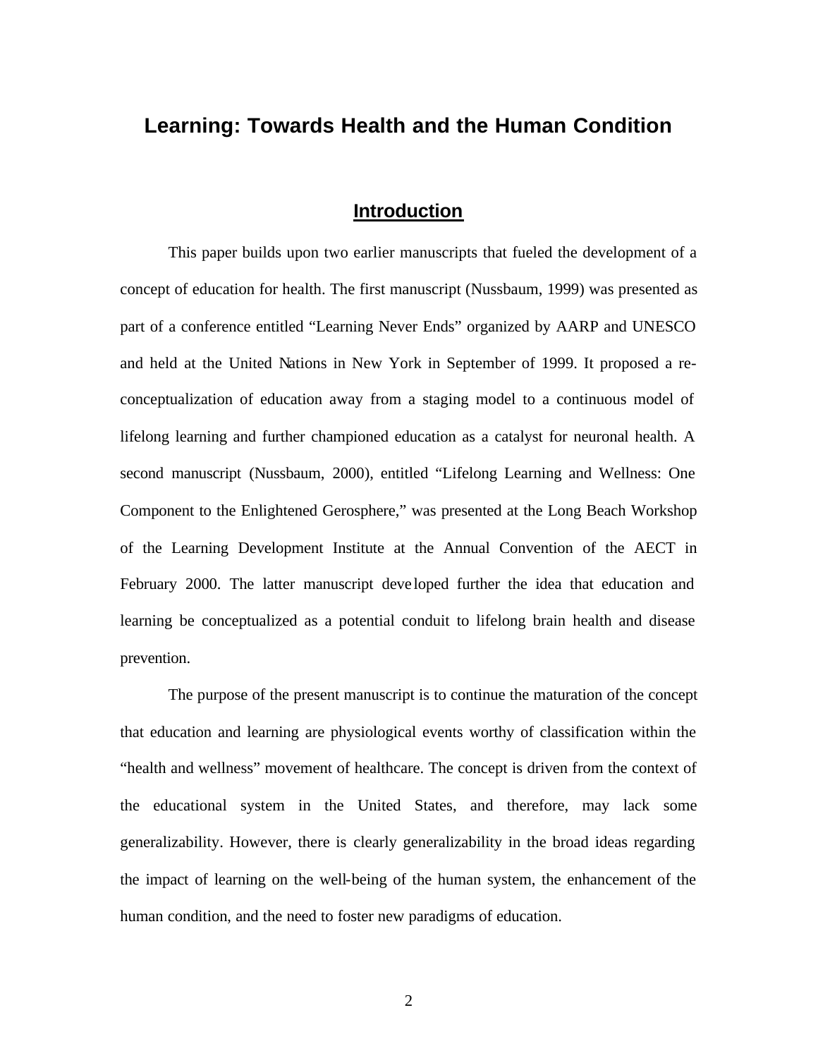# Learning: Towards Health and the Human Condition

## Introduction

This paper builds upon two earlier manuscripts that fueled the development of a concept of education for health. The first manuscript (Nussbaum, 1999) was presented as part of a conference entitled "Learning Never Ends" organized by AARP and UNESCO and held at the United Nations in New York in September of 1999. It proposed a re-conceptualization of education away from a staging model to a continuous model of lifelong learning and further championed education as a catalyst for neuronal health. A second manuscript (Nussbaum, 2000), entitled "Lifelong Learning and Wellness: One Component to the Enlightened Gerosphere," was presented at the Long Beach Workshop of the Learning Development Institute at the Annual Convention of the AECT in February 2000. The latter manuscript developed further the idea that education and learning be conceptualized as a potential conduit to lifelong brain health and disease prevention.

The purpose of the present manuscript is to continue the maturation of the concept that education and learning are physiological events worthy of classification within the "health and wellness" movement of healthcare. The concept is driven from the context of the educational system in the United States, and therefore, may lack some generalizability. However, there is clearly generalizability in the broad ideas regarding the impact of learning on the well-being of the human system, the enhancement of the human condition, and the need to foster new paradigms of education.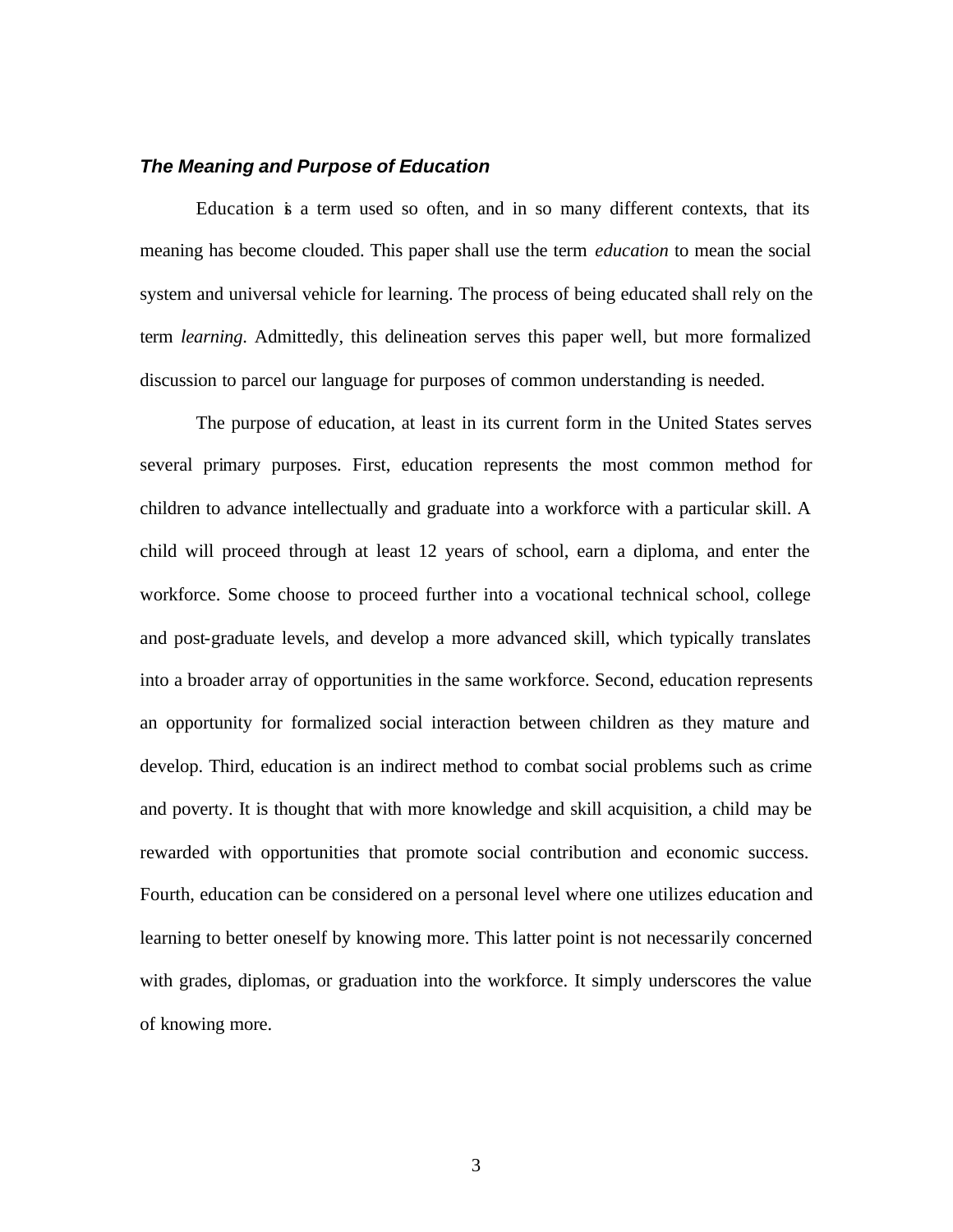### ***The Meaning and Purpose of Education***

Education is a term used so often, and in so many different contexts, that its meaning has become clouded. This paper shall use the term *education* to mean the social system and universal vehicle for learning. The process of being educated shall rely on the term *learning*. Admittedly, this delineation serves this paper well, but more formalized discussion to parcel our language for purposes of common understanding is needed.

The purpose of education, at least in its current form in the United States serves several primary purposes. First, education represents the most common method for children to advance intellectually and graduate into a workforce with a particular skill. A child will proceed through at least 12 years of school, earn a diploma, and enter the workforce. Some choose to proceed further into a vocational technical school, college and post-graduate levels, and develop a more advanced skill, which typically translates into a broader array of opportunities in the same workforce. Second, education represents an opportunity for formalized social interaction between children as they mature and develop. Third, education is an indirect method to combat social problems such as crime and poverty. It is thought that with more knowledge and skill acquisition, a child may be rewarded with opportunities that promote social contribution and economic success. Fourth, education can be considered on a personal level where one utilizes education and learning to better oneself by knowing more. This latter point is not necessarily concerned with grades, diplomas, or graduation into the workforce. It simply underscores the value of knowing more.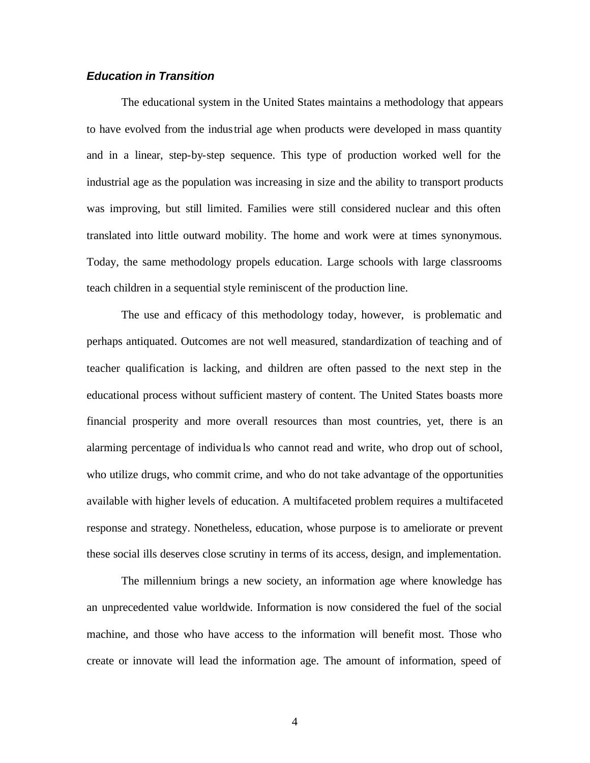### ***Education in Transition***

The educational system in the United States maintains a methodology that appears to have evolved from the industrial age when products were developed in mass quantity and in a linear, step-by-step sequence. This type of production worked well for the industrial age as the population was increasing in size and the ability to transport products was improving, but still limited. Families were still considered nuclear and this often translated into little outward mobility. The home and work were at times synonymous. Today, the same methodology propels education. Large schools with large classrooms teach children in a sequential style reminiscent of the production line.

The use and efficacy of this methodology today, however, is problematic and perhaps antiquated. Outcomes are not well measured, standardization of teaching and of teacher qualification is lacking, and children are often passed to the next step in the educational process without sufficient mastery of content. The United States boasts more financial prosperity and more overall resources than most countries, yet, there is an alarming percentage of individuals who cannot read and write, who drop out of school, who utilize drugs, who commit crime, and who do not take advantage of the opportunities available with higher levels of education. A multifaceted problem requires a multifaceted response and strategy. Nonetheless, education, whose purpose is to ameliorate or prevent these social ills deserves close scrutiny in terms of its access, design, and implementation.

The millennium brings a new society, an information age where knowledge has an unprecedented value worldwide. Information is now considered the fuel of the social machine, and those who have access to the information will benefit most. Those who create or innovate will lead the information age. The amount of information, speed of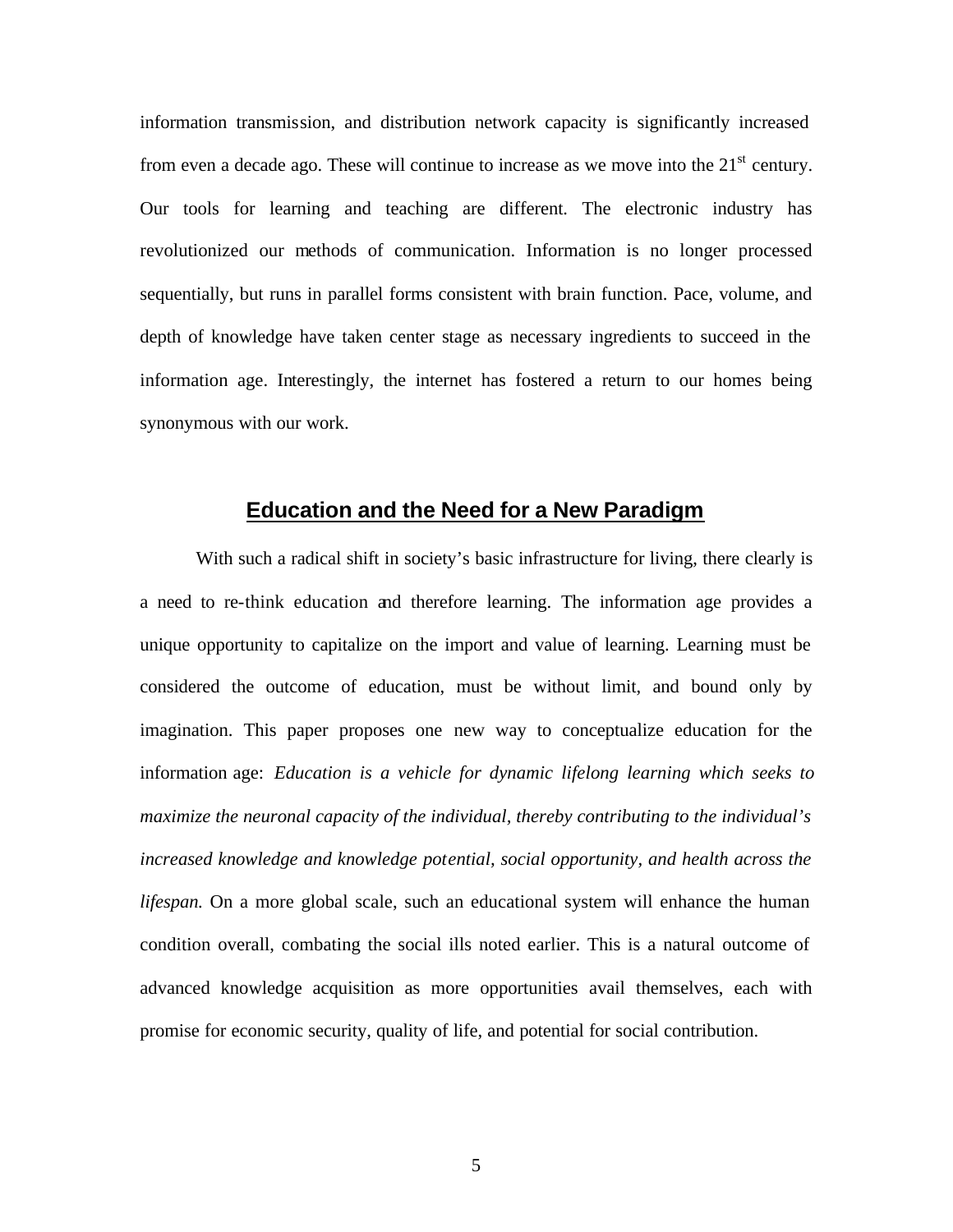information transmission, and distribution network capacity is significantly increased from even a decade ago. These will continue to increase as we move into the 21st century. Our tools for learning and teaching are different. The electronic industry has revolutionized our methods of communication. Information is no longer processed sequentially, but runs in parallel forms consistent with brain function. Pace, volume, and depth of knowledge have taken center stage as necessary ingredients to succeed in the information age. Interestingly, the internet has fostered a return to our homes being synonymous with our work.

## Education and the Need for a New Paradigm

With such a radical shift in society's basic infrastructure for living, there clearly is a need to re-think education and therefore learning. The information age provides a unique opportunity to capitalize on the import and value of learning. Learning must be considered the outcome of education, must be without limit, and bound only by imagination. This paper proposes one new way to conceptualize education for the information age: *Education is a vehicle for dynamic lifelong learning which seeks to maximize the neuronal capacity of the individual, thereby contributing to the individual's increased knowledge and knowledge potential, social opportunity, and health across the lifespan.* On a more global scale, such an educational system will enhance the human condition overall, combating the social ills noted earlier. This is a natural outcome of advanced knowledge acquisition as more opportunities avail themselves, each with promise for economic security, quality of life, and potential for social contribution.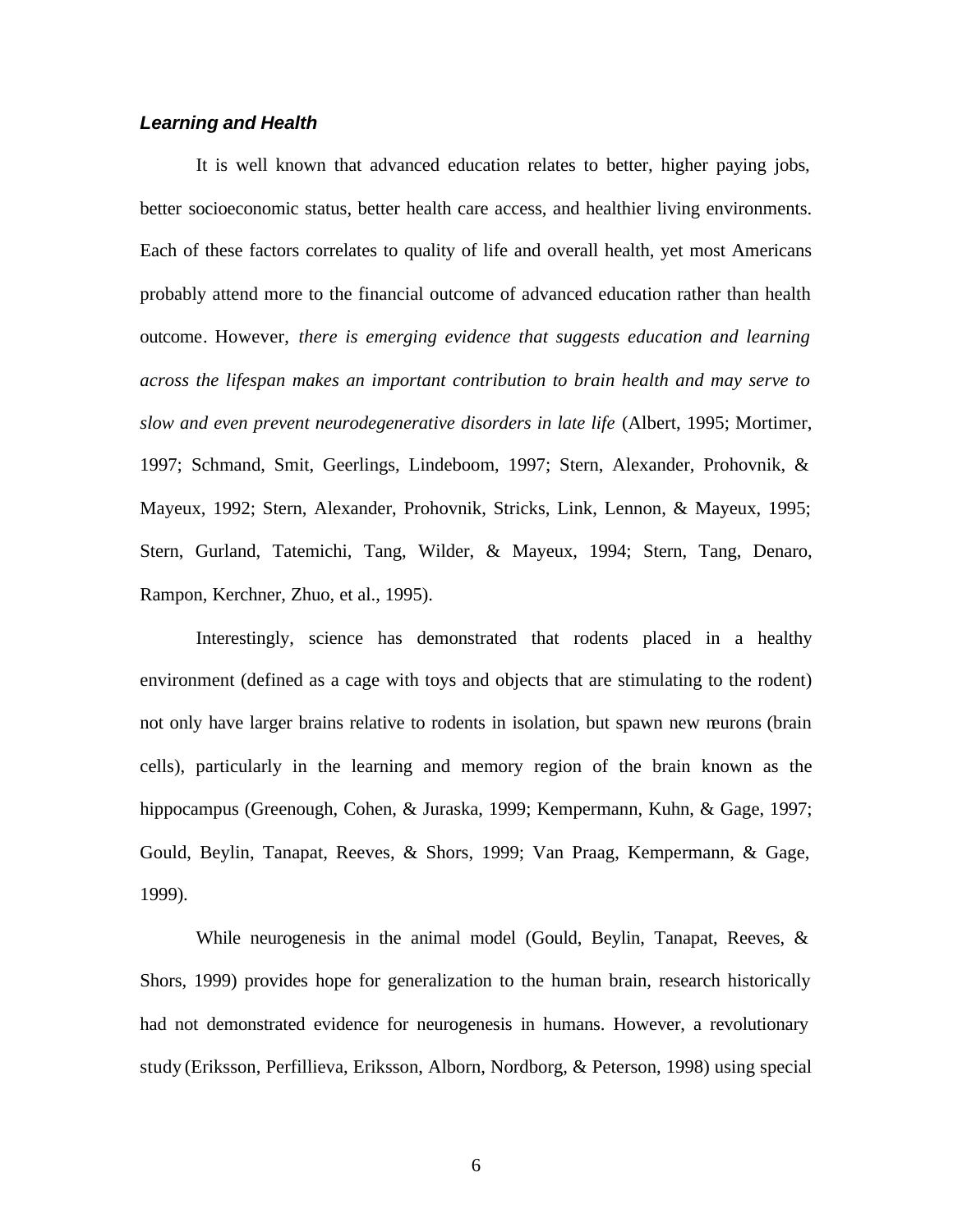### ***Learning and Health***

It is well known that advanced education relates to better, higher paying jobs, better socioeconomic status, better health care access, and healthier living environments. Each of these factors correlates to quality of life and overall health, yet most Americans probably attend more to the financial outcome of advanced education rather than health outcome. However, *there is emerging evidence that suggests education and learning across the lifespan makes an important contribution to brain health and may serve to slow and even prevent neurodegenerative disorders in late life* (Albert, 1995; Mortimer, 1997; Schmand, Smit, Geerlings, Lindeboom, 1997; Stern, Alexander, Prohovnik, & Mayeux, 1992; Stern, Alexander, Prohovnik, Stricks, Link, Lennon, & Mayeux, 1995; Stern, Gurland, Tatemichi, Tang, Wilder, & Mayeux, 1994; Stern, Tang, Denaro, Rampon, Kerchner, Zhuo, et al., 1995).

Interestingly, science has demonstrated that rodents placed in a healthy environment (defined as a cage with toys and objects that are stimulating to the rodent) not only have larger brains relative to rodents in isolation, but spawn new neurons (brain cells), particularly in the learning and memory region of the brain known as the hippocampus (Greenough, Cohen, & Juraska, 1999; Kempermann, Kuhn, & Gage, 1997; Gould, Beylin, Tanapat, Reeves, & Shors, 1999; Van Praag, Kempermann, & Gage, 1999).

While neurogenesis in the animal model (Gould, Beylin, Tanapat, Reeves, & Shors, 1999) provides hope for generalization to the human brain, research historically had not demonstrated evidence for neurogenesis in humans. However, a revolutionary study (Eriksson, Perfillieva, Eriksson, Alborn, Nordborg, & Peterson, 1998) using special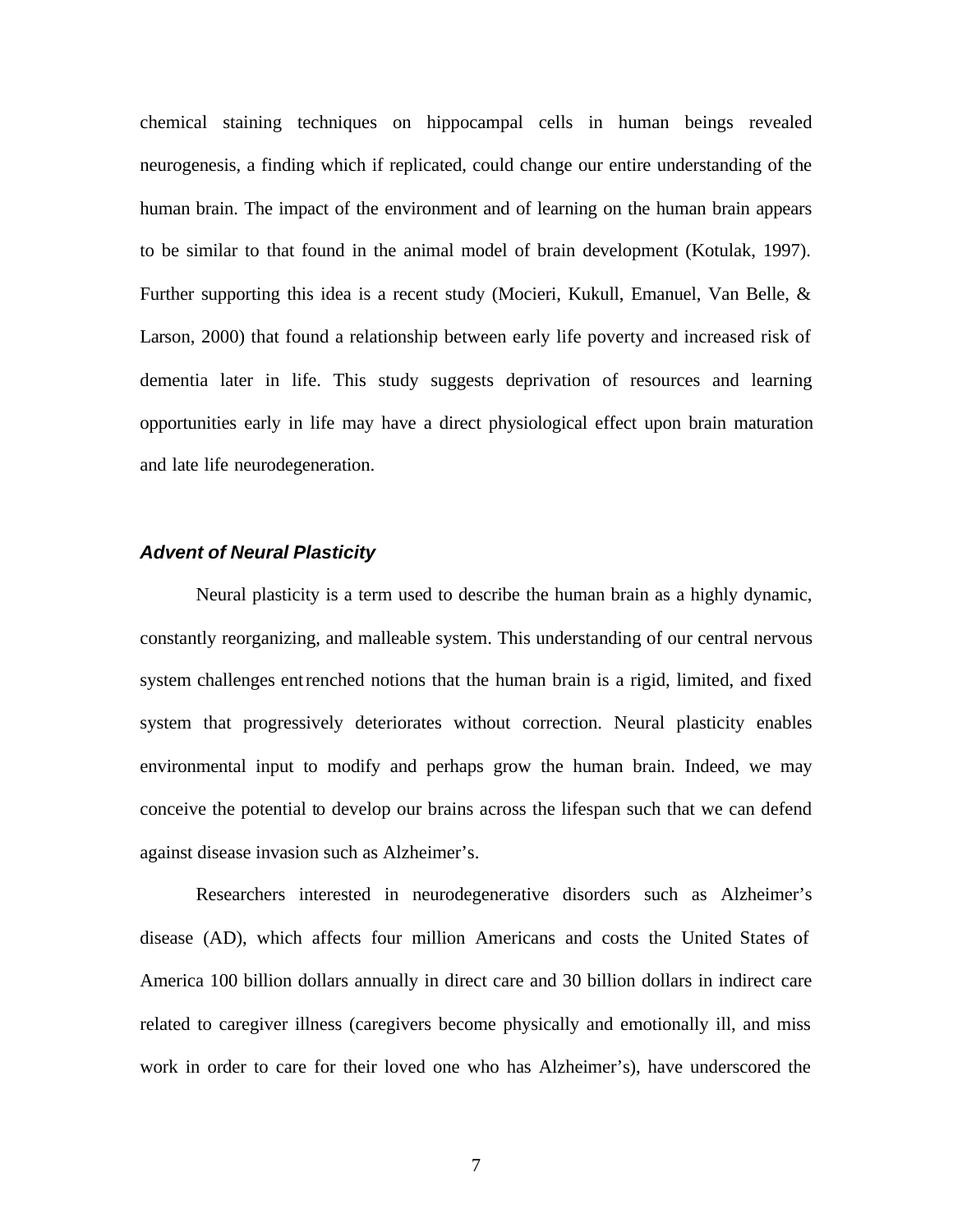chemical staining techniques on hippocampal cells in human beings revealed neurogenesis, a finding which if replicated, could change our entire understanding of the human brain. The impact of the environment and of learning on the human brain appears to be similar to that found in the animal model of brain development (Kotulak, 1997). Further supporting this idea is a recent study (Mocieri, Kukull, Emanuel, Van Belle, & Larson, 2000) that found a relationship between early life poverty and increased risk of dementia later in life. This study suggests deprivation of resources and learning opportunities early in life may have a direct physiological effect upon brain maturation and late life neurodegeneration.

### ***Advent of Neural Plasticity***

Neural plasticity is a term used to describe the human brain as a highly dynamic, constantly reorganizing, and malleable system. This understanding of our central nervous system challenges entrenched notions that the human brain is a rigid, limited, and fixed system that progressively deteriorates without correction. Neural plasticity enables environmental input to modify and perhaps grow the human brain. Indeed, we may conceive the potential to develop our brains across the lifespan such that we can defend against disease invasion such as Alzheimer's.

Researchers interested in neurodegenerative disorders such as Alzheimer's disease (AD), which affects four million Americans and costs the United States of America 100 billion dollars annually in direct care and 30 billion dollars in indirect care related to caregiver illness (caregivers become physically and emotionally ill, and miss work in order to care for their loved one who has Alzheimer's), have underscored the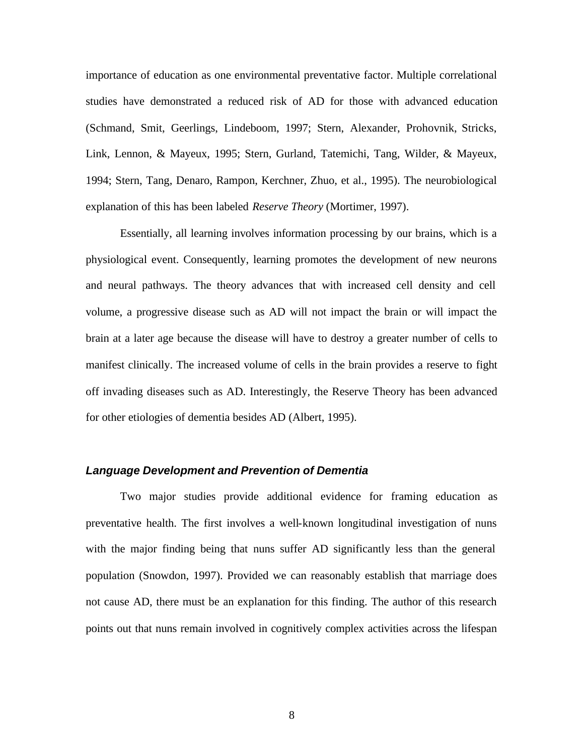importance of education as one environmental preventative factor. Multiple correlational studies have demonstrated a reduced risk of AD for those with advanced education (Schmand, Smit, Geerlings, Lindeboom, 1997; Stern, Alexander, Prohovnik, Stricks, Link, Lennon, & Mayeux, 1995; Stern, Gurland, Tatemichi, Tang, Wilder, & Mayeux, 1994; Stern, Tang, Denaro, Rampon, Kerchner, Zhuo, et al., 1995). The neurobiological explanation of this has been labeled *Reserve Theory* (Mortimer, 1997).

Essentially, all learning involves information processing by our brains, which is a physiological event. Consequently, learning promotes the development of new neurons and neural pathways. The theory advances that with increased cell density and cell volume, a progressive disease such as AD will not impact the brain or will impact the brain at a later age because the disease will have to destroy a greater number of cells to manifest clinically. The increased volume of cells in the brain provides a reserve to fight off invading diseases such as AD. Interestingly, the Reserve Theory has been advanced for other etiologies of dementia besides AD (Albert, 1995).

### ***Language Development and Prevention of Dementia***

Two major studies provide additional evidence for framing education as preventative health. The first involves a well-known longitudinal investigation of nuns with the major finding being that nuns suffer AD significantly less than the general population (Snowdon, 1997). Provided we can reasonably establish that marriage does not cause AD, there must be an explanation for this finding. The author of this research points out that nuns remain involved in cognitively complex activities across the lifespan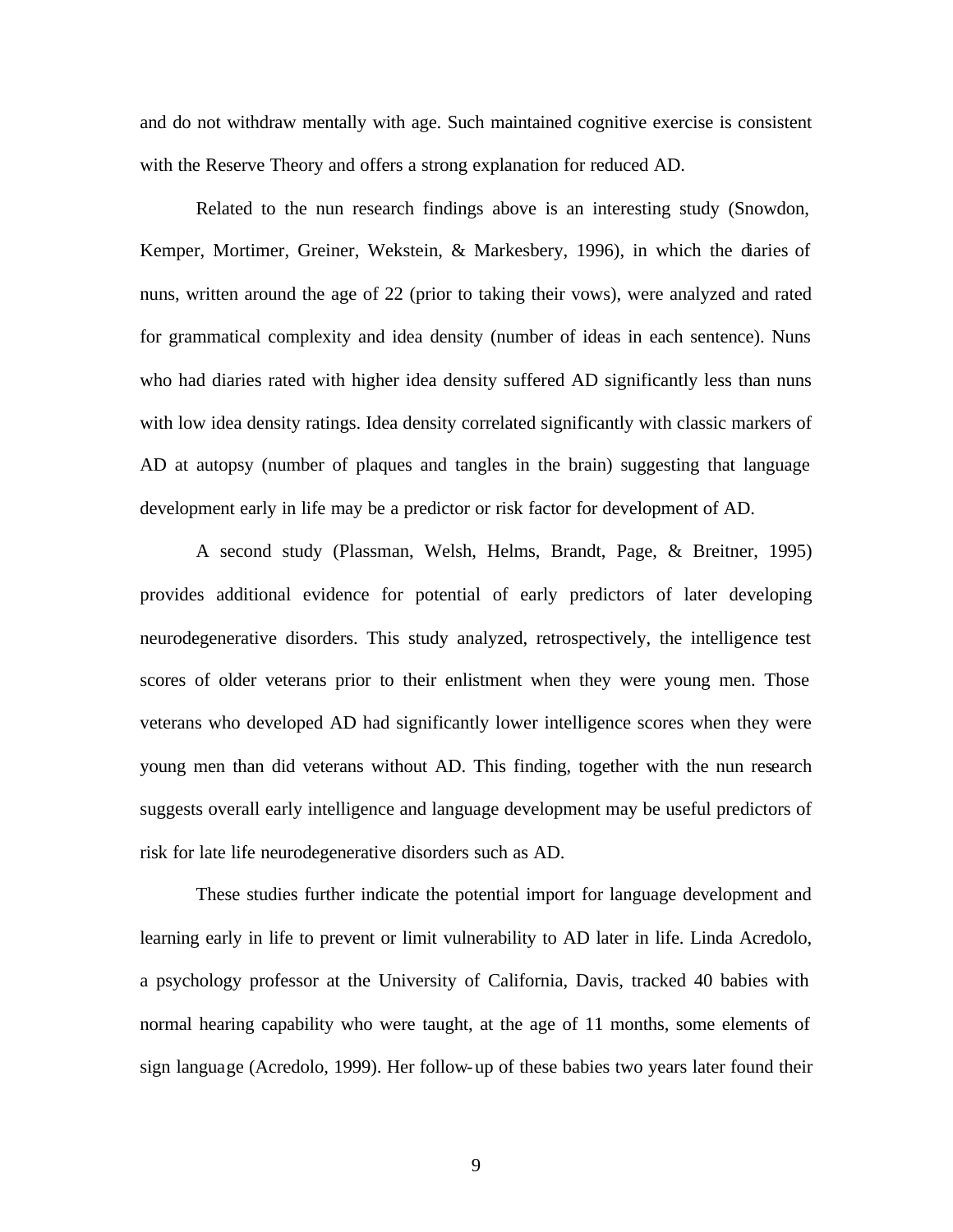and do not withdraw mentally with age. Such maintained cognitive exercise is consistent with the Reserve Theory and offers a strong explanation for reduced AD.

Related to the nun research findings above is an interesting study (Snowdon, Kemper, Mortimer, Greiner, Wekstein, & Markesbery, 1996), in which the diaries of nuns, written around the age of 22 (prior to taking their vows), were analyzed and rated for grammatical complexity and idea density (number of ideas in each sentence). Nuns who had diaries rated with higher idea density suffered AD significantly less than nuns with low idea density ratings. Idea density correlated significantly with classic markers of AD at autopsy (number of plaques and tangles in the brain) suggesting that language development early in life may be a predictor or risk factor for development of AD.

A second study (Plassman, Welsh, Helms, Brandt, Page, & Breitner, 1995) provides additional evidence for potential of early predictors of later developing neurodegenerative disorders. This study analyzed, retrospectively, the intelligence test scores of older veterans prior to their enlistment when they were young men. Those veterans who developed AD had significantly lower intelligence scores when they were young men than did veterans without AD. This finding, together with the nun research suggests overall early intelligence and language development may be useful predictors of risk for late life neurodegenerative disorders such as AD.

These studies further indicate the potential import for language development and learning early in life to prevent or limit vulnerability to AD later in life. Linda Acredolo, a psychology professor at the University of California, Davis, tracked 40 babies with normal hearing capability who were taught, at the age of 11 months, some elements of sign language (Acredolo, 1999). Her follow-up of these babies two years later found their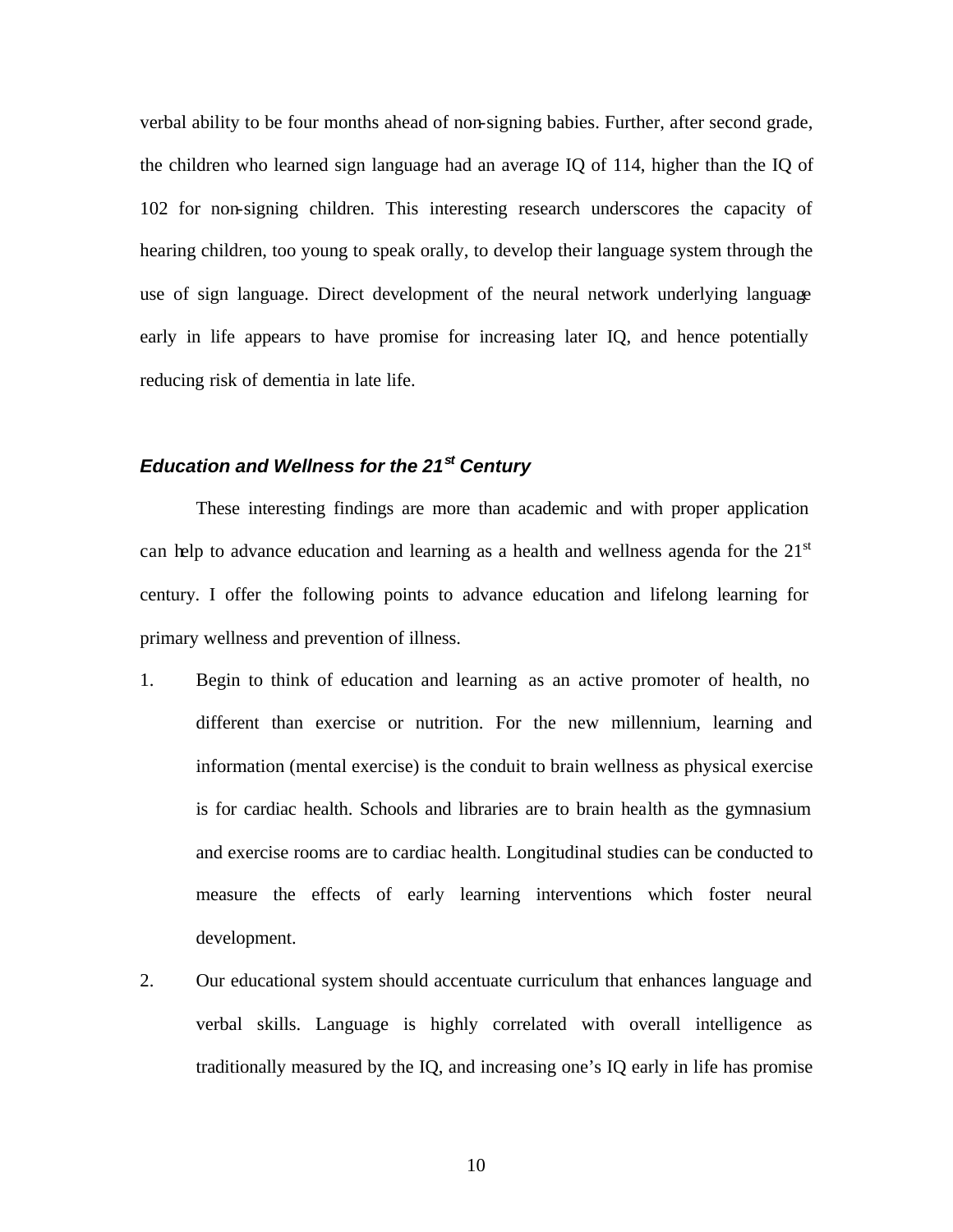verbal ability to be four months ahead of non-signing babies. Further, after second grade, the children who learned sign language had an average IQ of 114, higher than the IQ of 102 for non-signing children. This interesting research underscores the capacity of hearing children, too young to speak orally, to develop their language system through the use of sign language. Direct development of the neural network underlying language early in life appears to have promise for increasing later IQ, and hence potentially reducing risk of dementia in late life.

### *Education and Wellness for the 21st Century*

These interesting findings are more than academic and with proper application can help to advance education and learning as a health and wellness agenda for the 21st century. I offer the following points to advance education and lifelong learning for primary wellness and prevention of illness.

1. Begin to think of education and learning as an active promoter of health, no different than exercise or nutrition. For the new millennium, learning and information (mental exercise) is the conduit to brain wellness as physical exercise is for cardiac health. Schools and libraries are to brain health as the gymnasium and exercise rooms are to cardiac health. Longitudinal studies can be conducted to measure the effects of early learning interventions which foster neural development.
2. Our educational system should accentuate curriculum that enhances language and verbal skills. Language is highly correlated with overall intelligence as traditionally measured by the IQ, and increasing one's IQ early in life has promise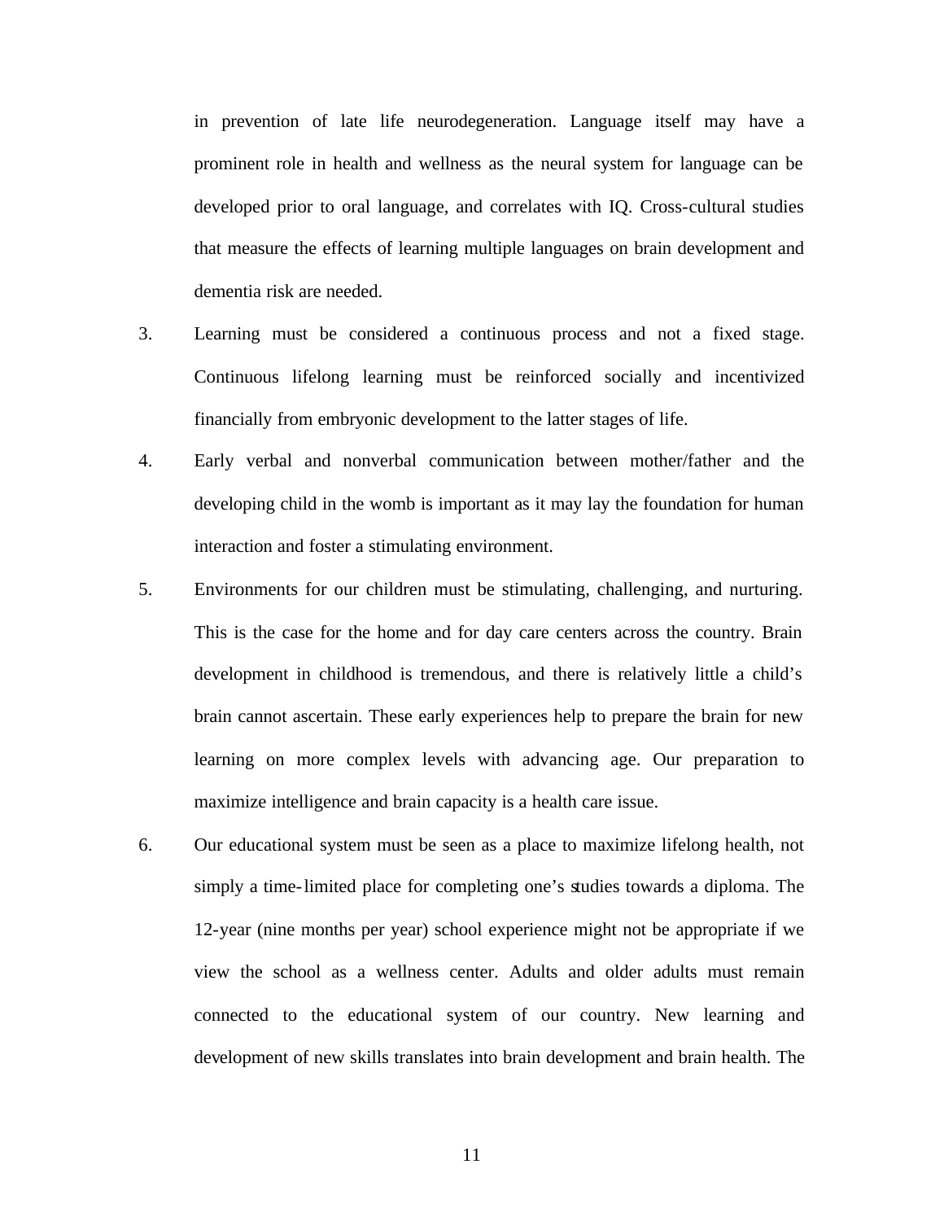in prevention of late life neurodegeneration. Language itself may have a prominent role in health and wellness as the neural system for language can be developed prior to oral language, and correlates with IQ. Cross-cultural studies that measure the effects of learning multiple languages on brain development and dementia risk are needed.

3. Learning must be considered a continuous process and not a fixed stage. Continuous lifelong learning must be reinforced socially and incentivized financially from embryonic development to the latter stages of life.

4. Early verbal and nonverbal communication between mother/father and the developing child in the womb is important as it may lay the foundation for human interaction and foster a stimulating environment.

5. Environments for our children must be stimulating, challenging, and nurturing. This is the case for the home and for day care centers across the country. Brain development in childhood is tremendous, and there is relatively little a child's brain cannot ascertain. These early experiences help to prepare the brain for new learning on more complex levels with advancing age. Our preparation to maximize intelligence and brain capacity is a health care issue.

6. Our educational system must be seen as a place to maximize lifelong health, not simply a time-limited place for completing one's studies towards a diploma. The 12-year (nine months per year) school experience might not be appropriate if we view the school as a wellness center. Adults and older adults must remain connected to the educational system of our country. New learning and development of new skills translates into brain development and brain health. The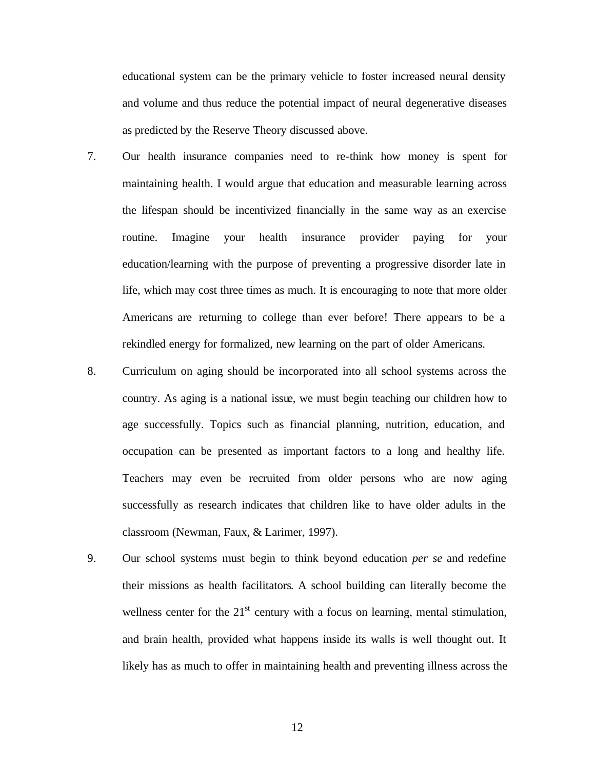educational system can be the primary vehicle to foster increased neural density and volume and thus reduce the potential impact of neural degenerative diseases as predicted by the Reserve Theory discussed above.

7. Our health insurance companies need to re-think how money is spent for maintaining health. I would argue that education and measurable learning across the lifespan should be incentivized financially in the same way as an exercise routine. Imagine your health insurance provider paying for your education/learning with the purpose of preventing a progressive disorder late in life, which may cost three times as much. It is encouraging to note that more older Americans are returning to college than ever before! There appears to be a rekindled energy for formalized, new learning on the part of older Americans.

8. Curriculum on aging should be incorporated into all school systems across the country. As aging is a national issue, we must begin teaching our children how to age successfully. Topics such as financial planning, nutrition, education, and occupation can be presented as important factors to a long and healthy life. Teachers may even be recruited from older persons who are now aging successfully as research indicates that children like to have older adults in the classroom (Newman, Faux, & Larimer, 1997).

9. Our school systems must begin to think beyond education *per se* and redefine their missions as health facilitators. A school building can literally become the wellness center for the 21st century with a focus on learning, mental stimulation, and brain health, provided what happens inside its walls is well thought out. It likely has as much to offer in maintaining health and preventing illness across the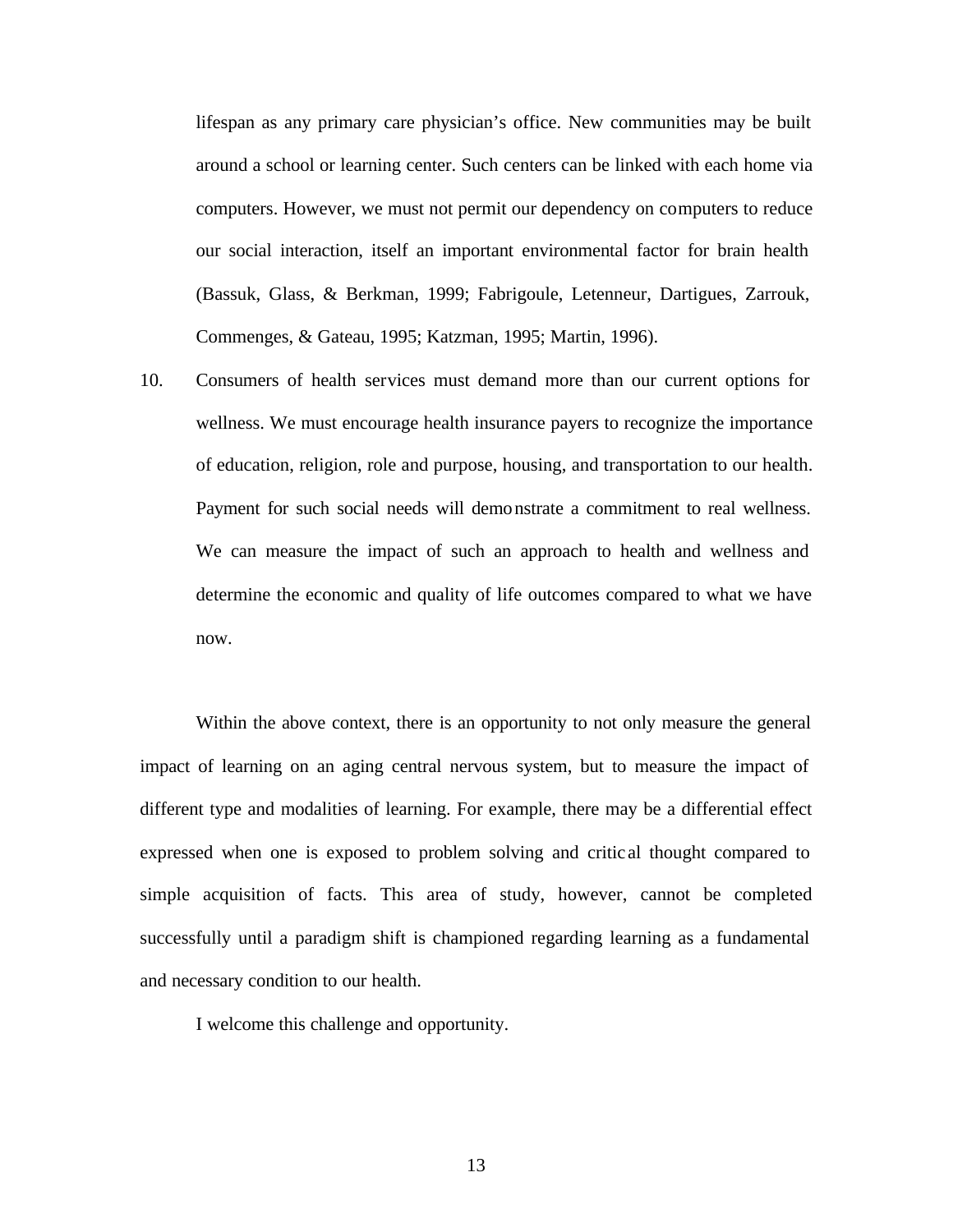lifespan as any primary care physician's office. New communities may be built around a school or learning center. Such centers can be linked with each home via computers. However, we must not permit our dependency on computers to reduce our social interaction, itself an important environmental factor for brain health (Bassuk, Glass, & Berkman, 1999; Fabrigoule, Letenneur, Dartigues, Zarrouk, Commenges, & Gateau, 1995; Katzman, 1995; Martin, 1996).

10. Consumers of health services must demand more than our current options for wellness. We must encourage health insurance payers to recognize the importance of education, religion, role and purpose, housing, and transportation to our health. Payment for such social needs will demonstrate a commitment to real wellness. We can measure the impact of such an approach to health and wellness and determine the economic and quality of life outcomes compared to what we have now.

Within the above context, there is an opportunity to not only measure the general impact of learning on an aging central nervous system, but to measure the impact of different type and modalities of learning. For example, there may be a differential effect expressed when one is exposed to problem solving and critical thought compared to simple acquisition of facts. This area of study, however, cannot be completed successfully until a paradigm shift is championed regarding learning as a fundamental and necessary condition to our health.

I welcome this challenge and opportunity.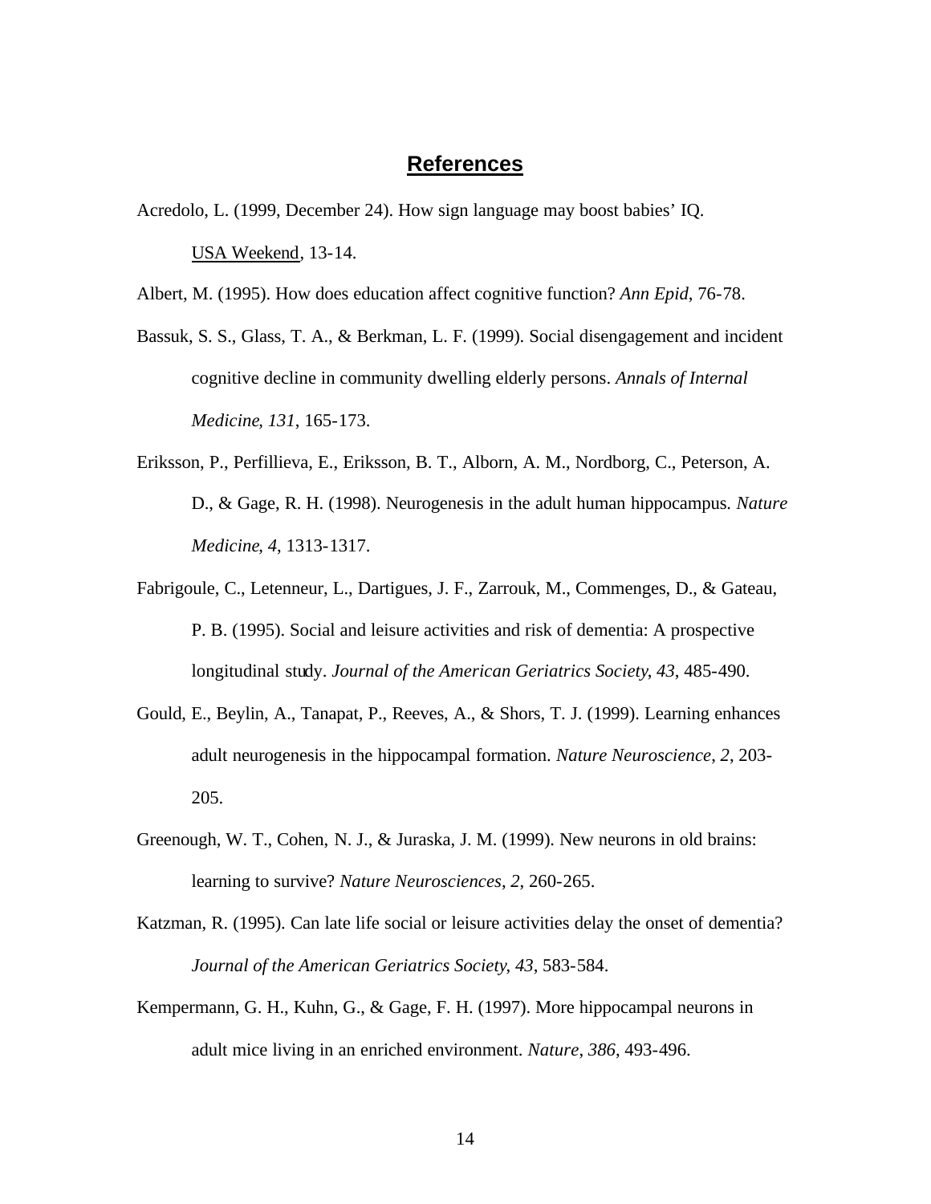## References

Acredolo, L. (1999, December 24). How sign language may boost babies' IQ. USA Weekend, 13-14.

Albert, M. (1995). How does education affect cognitive function? *Ann Epid*, 76-78.

Bassuk, S. S., Glass, T. A., & Berkman, L. F. (1999). Social disengagement and incident cognitive decline in community dwelling elderly persons. *Annals of Internal Medicine*, *131*, 165-173.

Eriksson, P., Perfillieva, E., Eriksson, B. T., Alborn, A. M., Nordborg, C., Peterson, A. D., & Gage, R. H. (1998). Neurogenesis in the adult human hippocampus. *Nature Medicine*, *4*, 1313-1317.

Fabrigoule, C., Letenneur, L., Dartigues, J. F., Zarrouk, M., Commenges, D., & Gateau, P. B. (1995). Social and leisure activities and risk of dementia: A prospective longitudinal study. *Journal of the American Geriatrics Society*, *43*, 485-490.

Gould, E., Beylin, A., Tanapat, P., Reeves, A., & Shors, T. J. (1999). Learning enhances adult neurogenesis in the hippocampal formation. *Nature Neuroscience*, *2*, 203-205.

Greenough, W. T., Cohen, N. J., & Juraska, J. M. (1999). New neurons in old brains: learning to survive? *Nature Neurosciences*, *2*, 260-265.

Katzman, R. (1995). Can late life social or leisure activities delay the onset of dementia? *Journal of the American Geriatrics Society*, *43*, 583-584.

Kempermann, G. H., Kuhn, G., & Gage, F. H. (1997). More hippocampal neurons in adult mice living in an enriched environment. *Nature*, *386*, 493-496.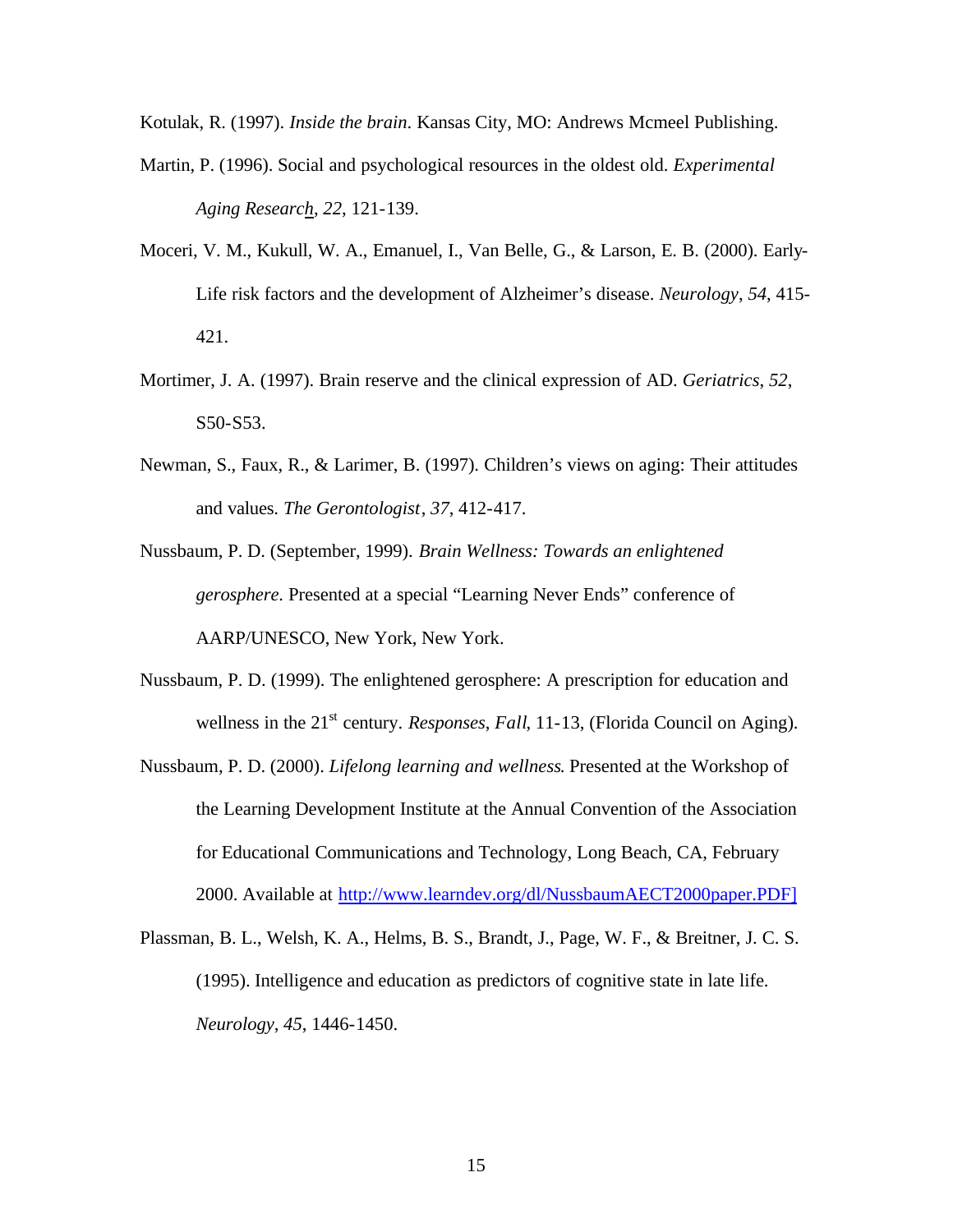Kotulak, R. (1997). *Inside the brain*. Kansas City, MO: Andrews Mcmeel Publishing.

Martin, P. (1996). Social and psychological resources in the oldest old. *Experimental Aging Research*, *22*, 121-139.

Moceri, V. M., Kukull, W. A., Emanuel, I., Van Belle, G., & Larson, E. B. (2000). Early-Life risk factors and the development of Alzheimer's disease. *Neurology*, *54*, 415-421.

Mortimer, J. A. (1997). Brain reserve and the clinical expression of AD. *Geriatrics*, *52*, S50-S53.

Newman, S., Faux, R., & Larimer, B. (1997). Children's views on aging: Their attitudes and values. *The Gerontologist*, *37*, 412-417.

Nussbaum, P. D. (September, 1999). *Brain Wellness: Towards an enlightened gerosphere.* Presented at a special "Learning Never Ends" conference of AARP/UNESCO, New York, New York.

Nussbaum, P. D. (1999). The enlightened gerosphere: A prescription for education and wellness in the 21st century. *Responses*, *Fall*, 11-13, (Florida Council on Aging).

Nussbaum, P. D. (2000). *Lifelong learning and wellness*. Presented at the Workshop of the Learning Development Institute at the Annual Convention of the Association for Educational Communications and Technology, Long Beach, CA, February 2000. Available at http://www.learndev.org/dl/NussbaumAECT2000paper.PDF]

Plassman, B. L., Welsh, K. A., Helms, B. S., Brandt, J., Page, W. F., & Breitner, J. C. S. (1995). Intelligence and education as predictors of cognitive state in late life. *Neurology*, *45*, 1446-1450.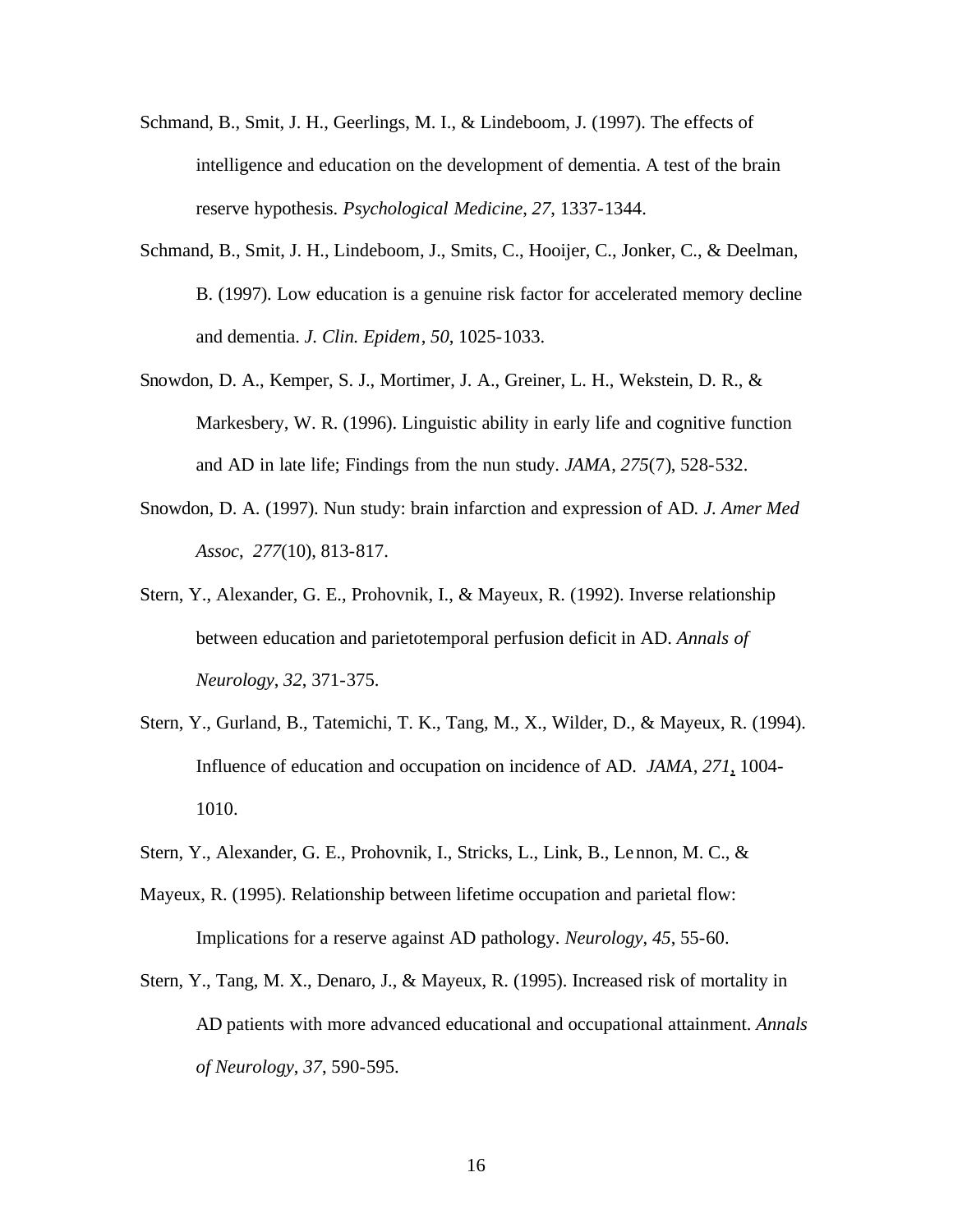Schmand, B., Smit, J. H., Geerlings, M. I., & Lindeboom, J. (1997). The effects of intelligence and education on the development of dementia. A test of the brain reserve hypothesis. *Psychological Medicine*, *27*, 1337-1344.

Schmand, B., Smit, J. H., Lindeboom, J., Smits, C., Hooijer, C., Jonker, C., & Deelman, B. (1997). Low education is a genuine risk factor for accelerated memory decline and dementia. *J. Clin. Epidem*, *50*, 1025-1033.

Snowdon, D. A., Kemper, S. J., Mortimer, J. A., Greiner, L. H., Wekstein, D. R., & Markesbery, W. R. (1996). Linguistic ability in early life and cognitive function and AD in late life; Findings from the nun study. *JAMA*, *275*(7), 528-532.

Snowdon, D. A. (1997). Nun study: brain infarction and expression of AD. *J. Amer Med Assoc*, *277*(10), 813-817.

Stern, Y., Alexander, G. E., Prohovnik, I., & Mayeux, R. (1992). Inverse relationship between education and parietotemporal perfusion deficit in AD. *Annals of Neurology*, *32*, 371-375.

Stern, Y., Gurland, B., Tatemichi, T. K., Tang, M., X., Wilder, D., & Mayeux, R. (1994). Influence of education and occupation on incidence of AD. *JAMA*, *271*, 1004-1010.

Stern, Y., Alexander, G. E., Prohovnik, I., Stricks, L., Link, B., Lennon, M. C., & Mayeux, R. (1995). Relationship between lifetime occupation and parietal flow: Implications for a reserve against AD pathology. *Neurology*, *45*, 55-60.

Stern, Y., Tang, M. X., Denaro, J., & Mayeux, R. (1995). Increased risk of mortality in AD patients with more advanced educational and occupational attainment. *Annals of Neurology*, *37*, 590-595.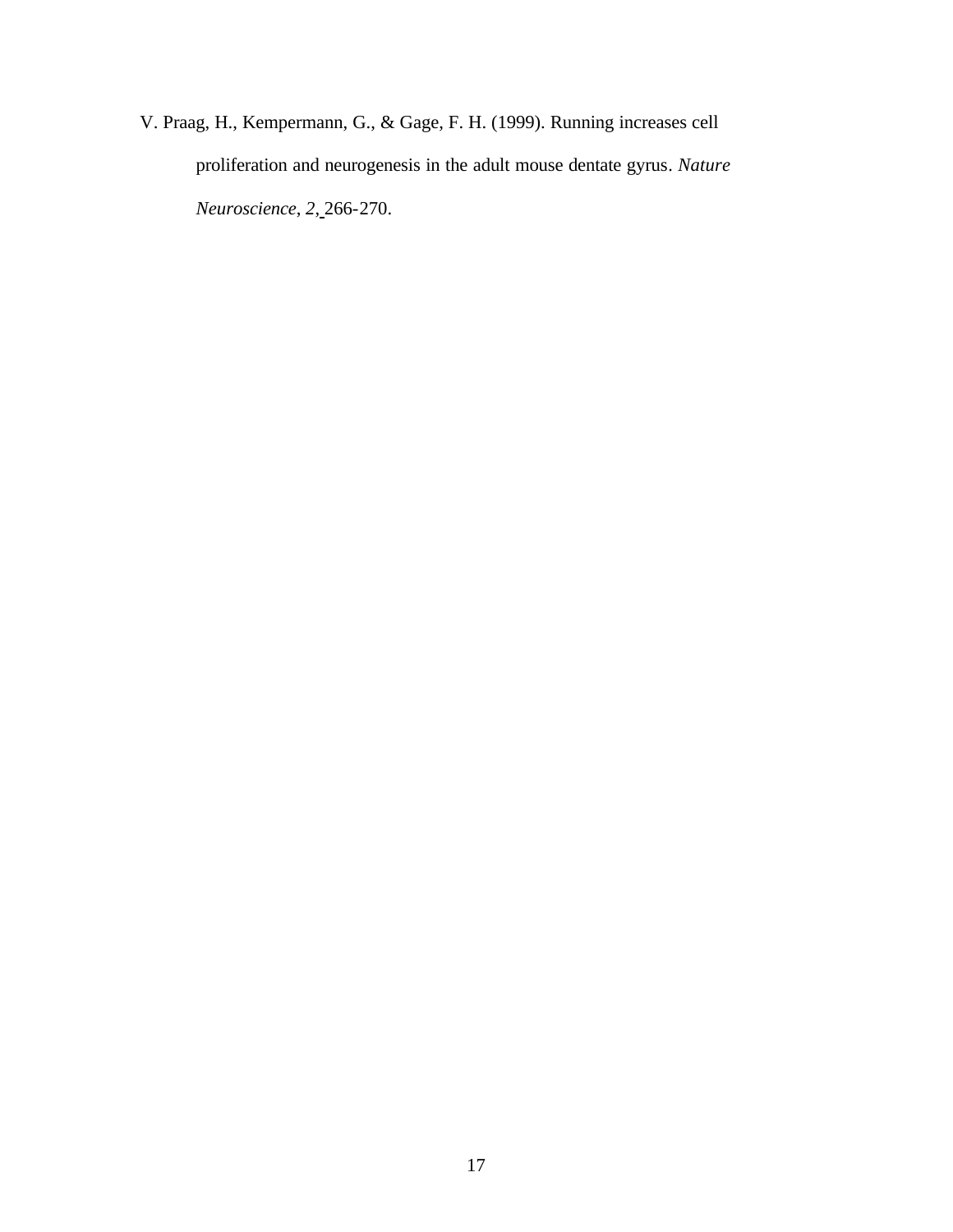V. Praag, H., Kempermann, G., & Gage, F. H. (1999). Running increases cell proliferation and neurogenesis in the adult mouse dentate gyrus. *Nature Neuroscience*, *2*, 266-270.